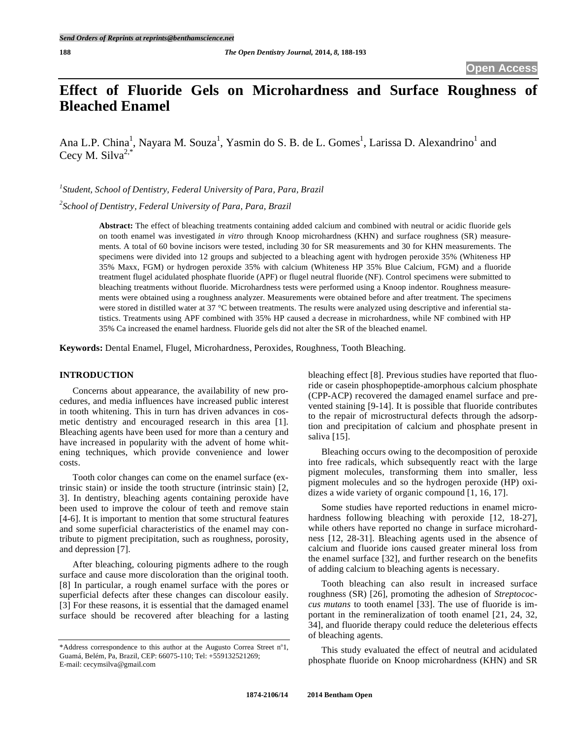# Effect of Fluoride Gels on Microhardness and Surface Roughness of Bleached Enamel

Ana L.P. China[1], Nayara M. Souza[1], Yasmin do S. B. de L. Gomes[1], Larissa D. Alexandrino[1] and Cecy M. Silva[2,*]

[1]*Student, School of Dentistry, Federal University of Para, Para, Brazil*

[2]*School of Dentistry, Federal University of Para, Para, Brazil*

**Abstract:** The effect of bleaching treatments containing added calcium and combined with neutral or acidic fluoride gels on tooth enamel was investigated *in vitro* through Knoop microhardness (KHN) and surface roughness (SR) measurements. A total of 60 bovine incisors were tested, including 30 for SR measurements and 30 for KHN measurements. The specimens were divided into 12 groups and subjected to a bleaching agent with hydrogen peroxide 35% (Whiteness HP 35% Maxx, FGM) or hydrogen peroxide 35% with calcium (Whiteness HP 35% Blue Calcium, FGM) and a fluoride treatment flugel acidulated phosphate fluoride (APF) or flugel neutral fluoride (NF). Control specimens were submitted to bleaching treatments without fluoride. Microhardness tests were performed using a Knoop indentor. Roughness measurements were obtained using a roughness analyzer. Measurements were obtained before and after treatment. The specimens were stored in distilled water at 37 °C between treatments. The results were analyzed using descriptive and inferential statistics. Treatments using APF combined with 35% HP caused a decrease in microhardness, while NF combined with HP 35% Ca increased the enamel hardness. Fluoride gels did not alter the SR of the bleached enamel.

**Keywords:** Dental Enamel, Flugel, Microhardness, Peroxides, Roughness, Tooth Bleaching.

## INTRODUCTION

Concerns about appearance, the availability of new procedures, and media influences have increased public interest in tooth whitening. This in turn has driven advances in cosmetic dentistry and encouraged research in this area [1]. Bleaching agents have been used for more than a century and have increased in popularity with the advent of home whitening techniques, which provide convenience and lower costs.

Tooth color changes can come on the enamel surface (extrinsic stain) or inside the tooth structure (intrinsic stain) [2, 3]. In dentistry, bleaching agents containing peroxide have been used to improve the colour of teeth and remove stain [4-6]. It is important to mention that some structural features and some superficial characteristics of the enamel may contribute to pigment precipitation, such as roughness, porosity, and depression [7].

After bleaching, colouring pigments adhere to the rough surface and cause more discoloration than the original tooth. [8] In particular, a rough enamel surface with the pores or superficial defects after these changes can discolour easily. [3] For these reasons, it is essential that the damaged enamel surface should be recovered after bleaching for a lasting bleaching effect [8]. Previous studies have reported that fluoride or casein phosphopeptide-amorphous calcium phosphate (CPP-ACP) recovered the damaged enamel surface and prevented staining [9-14]. It is possible that fluoride contributes to the repair of microstructural defects through the adsorption and precipitation of calcium and phosphate present in saliva [15].

Bleaching occurs owing to the decomposition of peroxide into free radicals, which subsequently react with the large pigment molecules, transforming them into smaller, less pigment molecules and so the hydrogen peroxide (HP) oxidizes a wide variety of organic compound [1, 16, 17].

Some studies have reported reductions in enamel microhardness following bleaching with peroxide [12, 18-27], while others have reported no change in surface microhardness [12, 28-31]. Bleaching agents used in the absence of calcium and fluoride ions caused greater mineral loss from the enamel surface [32], and further research on the benefits of adding calcium to bleaching agents is necessary.

Tooth bleaching can also result in increased surface roughness (SR) [26], promoting the adhesion of *Streptococcus mutans* to tooth enamel [33]. The use of fluoride is important in the remineralization of tooth enamel [21, 24, 32, 34], and fluoride therapy could reduce the deleterious effects of bleaching agents.

This study evaluated the effect of neutral and acidulated phosphate fluoride on Knoop microhardness (KHN) and SR

*Address correspondence to this author at the Augusto Correa Street nº1, Guamá, Belém, Pa, Brazil, CEP: 66075-110; Tel: +559132521269; E-mail: cecymsilva@gmail.com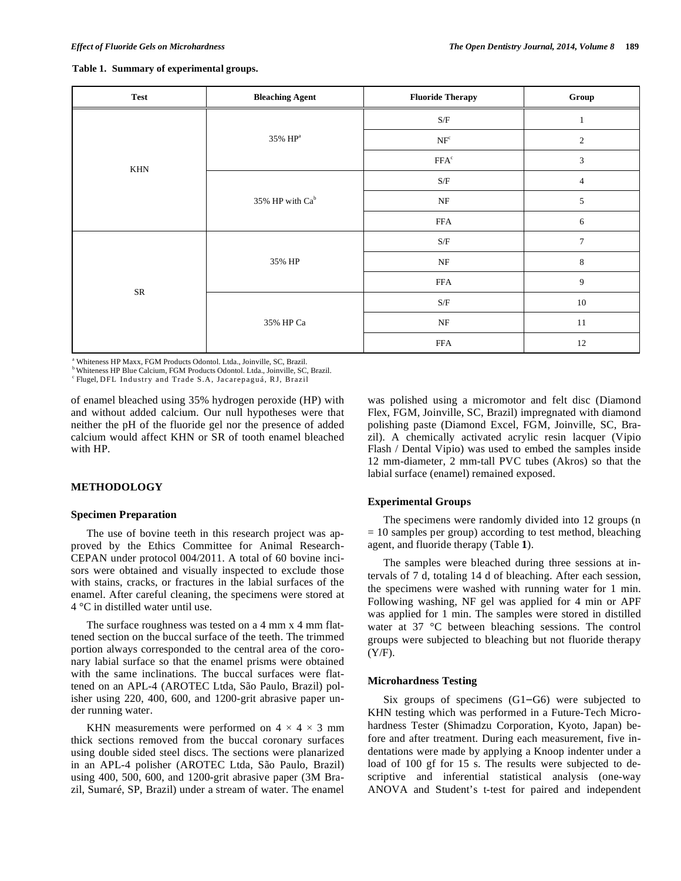**Table 1. Summary of experimental groups.**

| Test | Bleaching Agent | Fluoride Therapy | Group |
|---|---|---|---|
| KHN | 35% HP[a] | S/F | 1 |
| | | NF[c] | 2 |
| | | FFA[c] | 3 |
| | 35% HP with Ca[b] | S/F | 4 |
| | | NF | 5 |
| | | FFA | 6 |
| SR | 35% HP | S/F | 7 |
| | | NF | 8 |
| | | FFA | 9 |
| | 35% HP Ca | S/F | 10 |
| | | NF | 11 |
| | | FFA | 12 |

[a] Whiteness HP Maxx, FGM Products Odontol. Ltda., Joinville, SC, Brazil.
[b] Whiteness HP Blue Calcium, FGM Products Odontol. Ltda., Joinville, SC, Brazil.
[c] Flugel, DFL Industry and Trade S.A, Jacarepaguá, RJ, Brazil

of enamel bleached using 35% hydrogen peroxide (HP) with and without added calcium. Our null hypotheses were that neither the pH of the fluoride gel nor the presence of added calcium would affect KHN or SR of tooth enamel bleached with HP.

## METHODOLOGY

### Specimen Preparation

The use of bovine teeth in this research project was approved by the Ethics Committee for Animal Research-CEPAN under protocol 004/2011. A total of 60 bovine incisors were obtained and visually inspected to exclude those with stains, cracks, or fractures in the labial surfaces of the enamel. After careful cleaning, the specimens were stored at 4 °C in distilled water until use.

The surface roughness was tested on a 4 mm x 4 mm flattened section on the buccal surface of the teeth. The trimmed portion always corresponded to the central area of the coronary labial surface so that the enamel prisms were obtained with the same inclinations. The buccal surfaces were flattened on an APL-4 (AROTEC Ltda, São Paulo, Brazil) polisher using 220, 400, 600, and 1200-grit abrasive paper under running water.

KHN measurements were performed on $4 \times 4 \times 3$ mm thick sections removed from the buccal coronary surfaces using double sided steel discs. The sections were planarized in an APL-4 polisher (AROTEC Ltda, São Paulo, Brazil) using 400, 500, 600, and 1200-grit abrasive paper (3M Brazil, Sumaré, SP, Brazil) under a stream of water. The enamel was polished using a micromotor and felt disc (Diamond Flex, FGM, Joinville, SC, Brazil) impregnated with diamond polishing paste (Diamond Excel, FGM, Joinville, SC, Brazil). A chemically activated acrylic resin lacquer (Vipio Flash / Dental Vipio) was used to embed the samples inside 12 mm-diameter, 2 mm-tall PVC tubes (Akros) so that the labial surface (enamel) remained exposed.

### Experimental Groups

The specimens were randomly divided into 12 groups (n = 10 samples per group) according to test method, bleaching agent, and fluoride therapy (Table **1**).

The samples were bleached during three sessions at intervals of 7 d, totaling 14 d of bleaching. After each session, the specimens were washed with running water for 1 min. Following washing, NF gel was applied for 4 min or APF was applied for 1 min. The samples were stored in distilled water at 37 °C between bleaching sessions. The control groups were subjected to bleaching but not fluoride therapy (Y/F).

### Microhardness Testing

Six groups of specimens (G1–G6) were subjected to KHN testing which was performed in a Future-Tech Microhardness Tester (Shimadzu Corporation, Kyoto, Japan) before and after treatment. During each measurement, five indentations were made by applying a Knoop indenter under a load of 100 gf for 15 s. The results were subjected to descriptive and inferential statistical analysis (one-way ANOVA and Student's t-test for paired and independent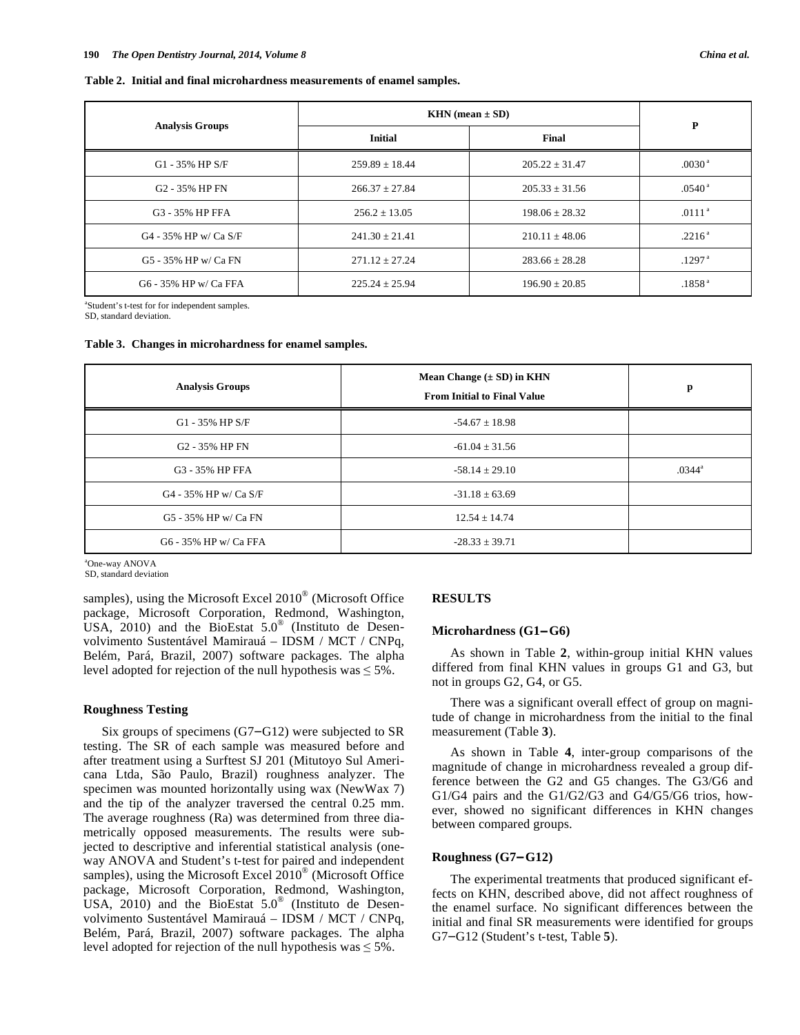**Table 2. Initial and final microhardness measurements of enamel samples.**

| Analysis Groups | KHN (mean ± SD) | | P |
|---|---|---|---|
| | Initial | Final | |
| G1 - 35% HP S/F | 259.89 ± 18.44 | 205.22 ± 31.47 | .0030 [a] |
| G2 - 35% HP FN | 266.37 ± 27.84 | 205.33 ± 31.56 | .0540 [a] |
| G3 - 35% HP FFA | 256.2 ± 13.05 | 198.06 ± 28.32 | .0111 [a] |
| G4 - 35% HP w/ Ca S/F | 241.30 ± 21.41 | 210.11 ± 48.06 | .2216 [a] |
| G5 - 35% HP w/ Ca FN | 271.12 ± 27.24 | 283.66 ± 28.28 | .1297 [a] |
| G6 - 35% HP w/ Ca FFA | 225.24 ± 25.94 | 196.90 ± 20.85 | .1858 [a] |

[a]Student's t-test for for independent samples.
SD, standard deviation.

**Table 3. Changes in microhardness for enamel samples.**

| Analysis Groups | Mean Change (± SD) in KHN From Initial to Final Value | p |
|---|---|---|
| G1 - 35% HP S/F | -54.67 ± 18.98 | |
| G2 - 35% HP FN | -61.04 ± 31.56 | |
| G3 - 35% HP FFA | -58.14 ± 29.10 | .0344[a] |
| G4 - 35% HP w/ Ca S/F | -31.18 ± 63.69 | |
| G5 - 35% HP w/ Ca FN | 12.54 ± 14.74 | |
| G6 - 35% HP w/ Ca FFA | -28.33 ± 39.71 | |

[a]One-way ANOVA
SD, standard deviation

samples), using the Microsoft Excel 2010® (Microsoft Office package, Microsoft Corporation, Redmond, Washington, USA, 2010) and the BioEstat 5.0® (Instituto de Desenvolvimento Sustentável Mamirauá – IDSM / MCT / CNPq, Belém, Pará, Brazil, 2007) software packages. The alpha level adopted for rejection of the null hypothesis was ≤ 5%.

### Roughness Testing

Six groups of specimens (G7–G12) were subjected to SR testing. The SR of each sample was measured before and after treatment using a Surftest SJ 201 (Mitutoyo Sul Americana Ltda, São Paulo, Brazil) roughness analyzer. The specimen was mounted horizontally using wax (NewWax 7) and the tip of the analyzer traversed the central 0.25 mm. The average roughness (Ra) was determined from three diametrically opposed measurements. The results were subjected to descriptive and inferential statistical analysis (one-way ANOVA and Student's t-test for paired and independent samples), using the Microsoft Excel 2010® (Microsoft Office package, Microsoft Corporation, Redmond, Washington, USA, 2010) and the BioEstat 5.0® (Instituto de Desenvolvimento Sustentável Mamirauá – IDSM / MCT / CNPq, Belém, Pará, Brazil, 2007) software packages. The alpha level adopted for rejection of the null hypothesis was ≤ 5%.

## RESULTS

### Microhardness (G1–G6)

As shown in Table **2**, within-group initial KHN values differed from final KHN values in groups G1 and G3, but not in groups G2, G4, or G5.

There was a significant overall effect of group on magnitude of change in microhardness from the initial to the final measurement (Table **3**).

As shown in Table **4**, inter-group comparisons of the magnitude of change in microhardness revealed a group difference between the G2 and G5 changes. The G3/G6 and G1/G4 pairs and the G1/G2/G3 and G4/G5/G6 trios, however, showed no significant differences in KHN changes between compared groups.

### Roughness (G7–G12)

The experimental treatments that produced significant effects on KHN, described above, did not affect roughness of the enamel surface. No significant differences between the initial and final SR measurements were identified for groups G7–G12 (Student's t-test, Table **5**).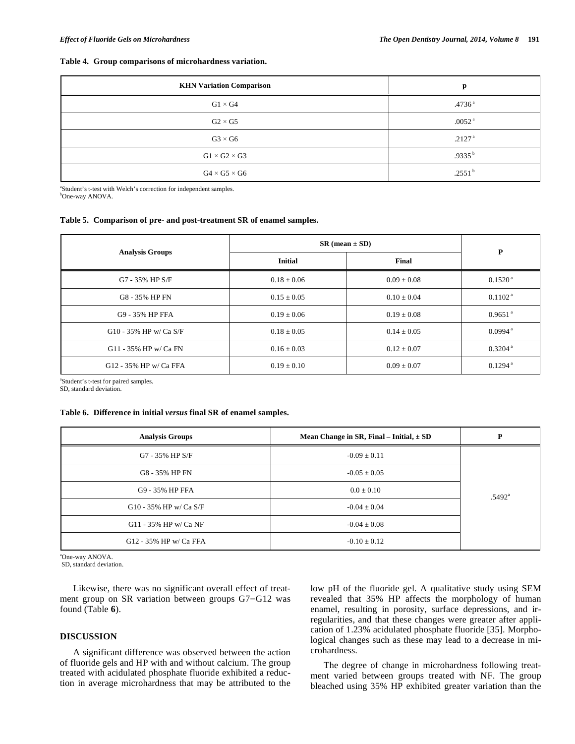**Table 4. Group comparisons of microhardness variation.**

| KHN Variation Comparison | p |
|---|---|
| G1 × G4 | .4736 [a] |
| G2 × G5 | .0052 [a] |
| G3 × G6 | .2127 [a] |
| G1 × G2 × G3 | .9335 [b] |
| G4 × G5 × G6 | .2551 [b] |

[a]Student's t-test with Welch's correction for independent samples.
[b]One-way ANOVA.

**Table 5. Comparison of pre- and post-treatment SR of enamel samples.**

| Analysis Groups | SR (mean ± SD) | | P |
|---|---|---|---|
| | Initial | Final | |
| G7 - 35% HP S/F | 0.18 ± 0.06 | 0.09 ± 0.08 | 0.1520 [a] |
| G8 - 35% HP FN | 0.15 ± 0.05 | 0.10 ± 0.04 | 0.1102 [a] |
| G9 - 35% HP FFA | 0.19 ± 0.06 | 0.19 ± 0.08 | 0.9651 [a] |
| G10 - 35% HP w/ Ca S/F | 0.18 ± 0.05 | 0.14 ± 0.05 | 0.0994 [a] |
| G11 - 35% HP w/ Ca FN | 0.16 ± 0.03 | 0.12 ± 0.07 | 0.3204 [a] |
| G12 - 35% HP w/ Ca FFA | 0.19 ± 0.10 | 0.09 ± 0.07 | 0.1294 [a] |

[a]Student's t-test for paired samples.
SD, standard deviation.

**Table 6. Difference in initial *versus* final SR of enamel samples.**

| Analysis Groups | Mean Change in SR, Final – Initial, ± SD | P |
|---|---|---|
| G7 - 35% HP S/F | -0.09 ± 0.11 | .5492[a] |
| G8 - 35% HP FN | -0.05 ± 0.05 | |
| G9 - 35% HP FFA | 0.0 ± 0.10 | |
| G10 - 35% HP w/ Ca S/F | -0.04 ± 0.04 | |
| G11 - 35% HP w/ Ca NF | -0.04 ± 0.08 | |
| G12 - 35% HP w/ Ca FFA | -0.10 ± 0.12 | |

[a]One-way ANOVA.
SD, standard deviation.

Likewise, there was no significant overall effect of treatment group on SR variation between groups G7–G12 was found (Table **6**).

## DISCUSSION

A significant difference was observed between the action of fluoride gels and HP with and without calcium. The group treated with acidulated phosphate fluoride exhibited a reduction in average microhardness that may be attributed to the low pH of the fluoride gel. A qualitative study using SEM revealed that 35% HP affects the morphology of human enamel, resulting in porosity, surface depressions, and irregularities, and that these changes were greater after application of 1.23% acidulated phosphate fluoride [35]. Morphological changes such as these may lead to a decrease in microhardness.

The degree of change in microhardness following treatment varied between groups treated with NF. The group bleached using 35% HP exhibited greater variation than the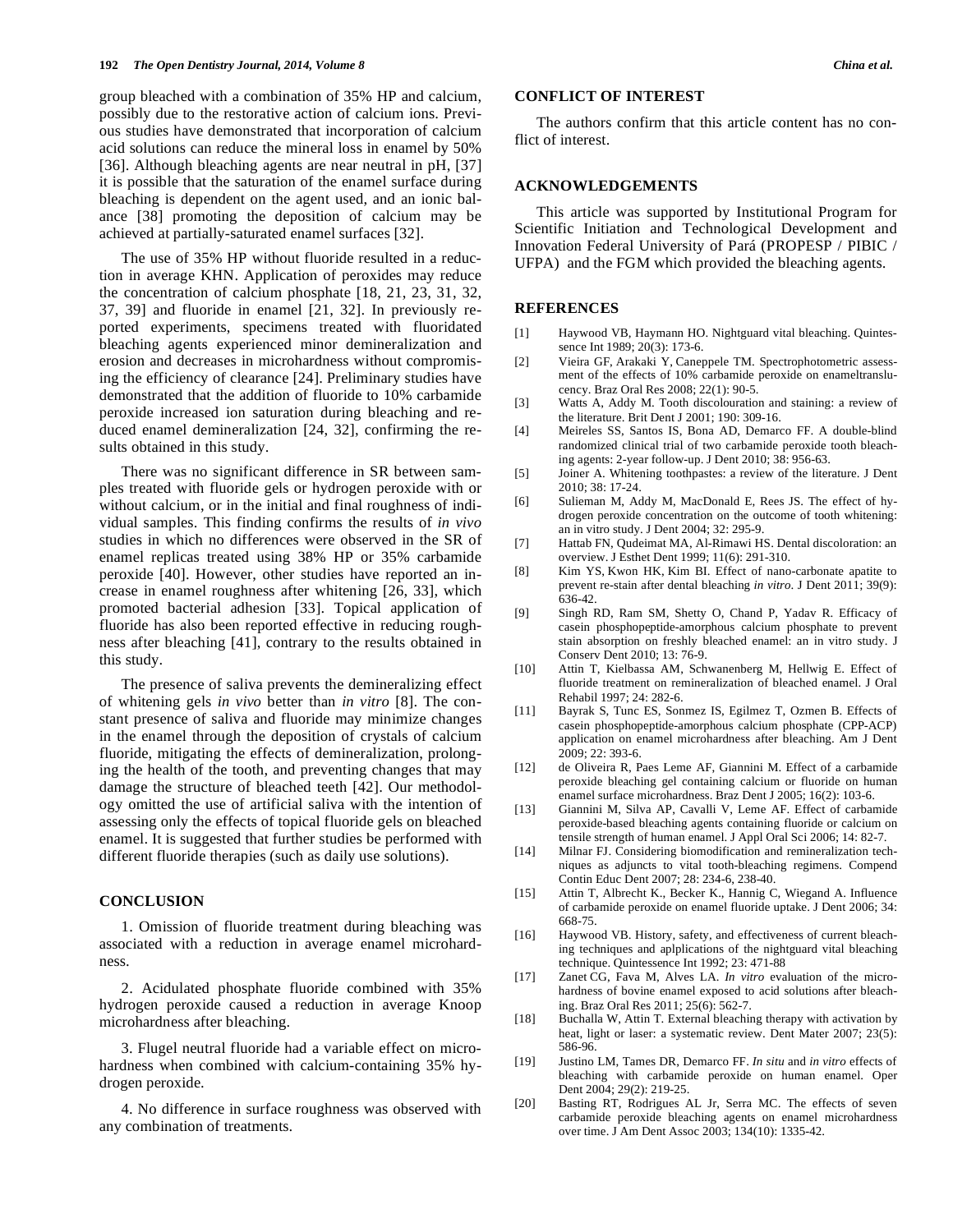group bleached with a combination of 35% HP and calcium, possibly due to the restorative action of calcium ions. Previous studies have demonstrated that incorporation of calcium acid solutions can reduce the mineral loss in enamel by 50% [36]. Although bleaching agents are near neutral in pH, [37] it is possible that the saturation of the enamel surface during bleaching is dependent on the agent used, and an ionic balance [38] promoting the deposition of calcium may be achieved at partially-saturated enamel surfaces [32].

The use of 35% HP without fluoride resulted in a reduction in average KHN. Application of peroxides may reduce the concentration of calcium phosphate [18, 21, 23, 31, 32, 37, 39] and fluoride in enamel [21, 32]. In previously reported experiments, specimens treated with fluoridated bleaching agents experienced minor demineralization and erosion and decreases in microhardness without compromising the efficiency of clearance [24]. Preliminary studies have demonstrated that the addition of fluoride to 10% carbamide peroxide increased ion saturation during bleaching and reduced enamel demineralization [24, 32], confirming the results obtained in this study.

There was no significant difference in SR between samples treated with fluoride gels or hydrogen peroxide with or without calcium, or in the initial and final roughness of individual samples. This finding confirms the results of *in vivo* studies in which no differences were observed in the SR of enamel replicas treated using 38% HP or 35% carbamide peroxide [40]. However, other studies have reported an increase in enamel roughness after whitening [26, 33], which promoted bacterial adhesion [33]. Topical application of fluoride has also been reported effective in reducing roughness after bleaching [41], contrary to the results obtained in this study.

The presence of saliva prevents the demineralizing effect of whitening gels *in vivo* better than *in vitro* [8]. The constant presence of saliva and fluoride may minimize changes in the enamel through the deposition of crystals of calcium fluoride, mitigating the effects of demineralization, prolonging the health of the tooth, and preventing changes that may damage the structure of bleached teeth [42]. Our methodology omitted the use of artificial saliva with the intention of assessing only the effects of topical fluoride gels on bleached enamel. It is suggested that further studies be performed with different fluoride therapies (such as daily use solutions).

## CONCLUSION

1. Omission of fluoride treatment during bleaching was associated with a reduction in average enamel microhardness.

2. Acidulated phosphate fluoride combined with 35% hydrogen peroxide caused a reduction in average Knoop microhardness after bleaching.

3. Flugel neutral fluoride had a variable effect on microhardness when combined with calcium-containing 35% hydrogen peroxide.

4. No difference in surface roughness was observed with any combination of treatments.

## CONFLICT OF INTEREST

The authors confirm that this article content has no conflict of interest.

## ACKNOWLEDGEMENTS

This article was supported by Institutional Program for Scientific Initiation and Technological Development and Innovation Federal University of Pará (PROPESP / PIBIC / UFPA) and the FGM which provided the bleaching agents.

## REFERENCES

[1] Haywood VB, Haymann HO. Nightguard vital bleaching. Quintessence Int 1989; 20(3): 173-6.

[2] Vieira GF, Arakaki Y, Caneppele TM. Spectrophotometric assessment of the effects of 10% carbamide peroxide on enameltranslucency. Braz Oral Res 2008; 22(1): 90-5.

[3] Watts A, Addy M. Tooth discolouration and staining: a review of the literature. Brit Dent J 2001; 190: 309-16.

[4] Meireles SS, Santos IS, Bona AD, Demarco FF. A double-blind randomized clinical trial of two carbamide peroxide tooth bleaching agents: 2-year follow-up. J Dent 2010; 38: 956-63.

[5] Joiner A. Whitening toothpastes: a review of the literature. J Dent 2010; 38: 17-24.

[6] Sulieman M, Addy M, MacDonald E, Rees JS. The effect of hydrogen peroxide concentration on the outcome of tooth whitening: an in vitro study. J Dent 2004; 32: 295-9.

[7] Hattab FN, Qudeimat MA, Al-Rimawi HS. Dental discoloration: an overview. J Esthet Dent 1999; 11(6): 291-310.

[8] Kim YS, Kwon HK, Kim BI. Effect of nano-carbonate apatite to prevent re-stain after dental bleaching *in vitro*. J Dent 2011; 39(9): 636-42.

[9] Singh RD, Ram SM, Shetty O, Chand P, Yadav R. Efficacy of casein phosphopeptide-amorphous calcium phosphate to prevent stain absorption on freshly bleached enamel: an in vitro study. J Conserv Dent 2010; 13: 76-9.

[10] Attin T, Kielbassa AM, Schwanenberg M, Hellwig E. Effect of fluoride treatment on remineralization of bleached enamel. J Oral Rehabil 1997; 24: 282-6.

[11] Bayrak S, Tunc ES, Sonmez IS, Egilmez T, Ozmen B. Effects of casein phosphopeptide-amorphous calcium phosphate (CPP-ACP) application on enamel microhardness after bleaching. Am J Dent 2009; 22: 393-6.

[12] de Oliveira R, Paes Leme AF, Giannini M. Effect of a carbamide peroxide bleaching gel containing calcium or fluoride on human enamel surface microhardness. Braz Dent J 2005; 16(2): 103-6.

[13] Giannini M, Silva AP, Cavalli V, Leme AF. Effect of carbamide peroxide-based bleaching agents containing fluoride or calcium on tensile strength of human enamel. J Appl Oral Sci 2006; 14: 82-7.

[14] Milnar FJ. Considering biomodification and remineralization techniques as adjuncts to vital tooth-bleaching regimens. Compend Contin Educ Dent 2007; 28: 234-6, 238-40.

[15] Attin T, Albrecht K., Becker K., Hannig C, Wiegand A. Influence of carbamide peroxide on enamel fluoride uptake. J Dent 2006; 34: 668-75.

[16] Haywood VB. History, safety, and effectiveness of current bleaching techniques and aplplications of the nightguard vital bleaching technique. Quintessence Int 1992; 23: 471-88

[17] Zanet CG, Fava M, Alves LA. *In vitro* evaluation of the microhardness of bovine enamel exposed to acid solutions after bleaching. Braz Oral Res 2011; 25(6): 562-7.

[18] Buchalla W, Attin T. External bleaching therapy with activation by heat, light or laser: a systematic review. Dent Mater 2007; 23(5): 586-96.

[19] Justino LM, Tames DR, Demarco FF. *In situ* and *in vitro* effects of bleaching with carbamide peroxide on human enamel. Oper Dent 2004; 29(2): 219-25.

[20] Basting RT, Rodrigues AL Jr, Serra MC. The effects of seven carbamide peroxide bleaching agents on enamel microhardness over time. J Am Dent Assoc 2003; 134(10): 1335-42.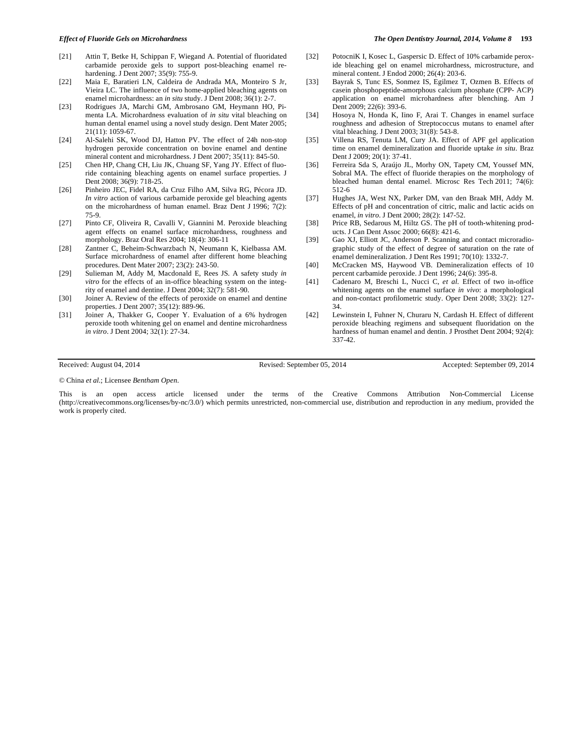[21] Attin T, Betke H, Schippan F, Wiegand A. Potential of fluoridated carbamide peroxide gels to support post-bleaching enamel re-hardening. J Dent 2007; 35(9): 755-9.

[22] Maia E, Baratieri LN, Caldeira de Andrada MA, Monteiro S Jr, Vieira LC. The influence of two home-applied bleaching agents on enamel microhardness: an *in situ* study. J Dent 2008; 36(1): 2-7.

[23] Rodrigues JA, Marchi GM, Ambrosano GM, Heymann HO, Pimenta LA. Microhardness evaluation of *in situ* vital bleaching on human dental enamel using a novel study design. Dent Mater 2005; 21(11): 1059-67.

[24] Al-Salehi SK, Wood DJ, Hatton PV. The effect of 24h non-stop hydrogen peroxide concentration on bovine enamel and dentine mineral content and microhardness. J Dent 2007; 35(11): 845-50.

[25] Chen HP, Chang CH, Liu JK, Chuang SF, Yang JY. Effect of fluoride containing bleaching agents on enamel surface properties. J Dent 2008; 36(9): 718-25.

[26] Pinheiro JEC, Fidel RA, da Cruz Filho AM, Silva RG, Pécora JD. *In vitro* action of various carbamide peroxide gel bleaching agents on the microhardness of human enamel. Braz Dent J 1996; 7(2): 75-9.

[27] Pinto CF, Oliveira R, Cavalli V, Giannini M. Peroxide bleaching agent effects on enamel surface microhardness, roughness and morphology. Braz Oral Res 2004; 18(4): 306-11

[28] Zantner C, Beheim-Schwarzbach N, Neumann K, Kielbassa AM. Surface microhardness of enamel after different home bleaching procedures. Dent Mater 2007; 23(2): 243-50.

[29] Sulieman M, Addy M, Macdonald E, Rees JS. A safety study *in vitro* for the effects of an in-office bleaching system on the integrity of enamel and dentine. J Dent 2004; 32(7): 581-90.

[30] Joiner A. Review of the effects of peroxide on enamel and dentine properties. J Dent 2007; 35(12): 889-96.

[31] Joiner A, Thakker G, Cooper Y. Evaluation of a 6% hydrogen peroxide tooth whitening gel on enamel and dentine microhardness *in vitro*. J Dent 2004; 32(1): 27-34.

[32] PotocniK I, Kosec L, Gaspersic D. Effect of 10% carbamide peroxide bleaching gel on enamel microhardness, microstructure, and mineral content. J Endod 2000; 26(4): 203-6.

[33] Bayrak S, Tunc ES, Sonmez IS, Egilmez T, Ozmen B. Effects of casein phosphopeptide-amorphous calcium phosphate (CPP- ACP) application on enamel microhardness after blenching. Am J Dent 2009; 22(6): 393-6.

[34] Hosoya N, Honda K, Iino F, Arai T. Changes in enamel surface roughness and adhesion of Streptococcus mutans to enamel after vital bleaching. J Dent 2003; 31(8): 543-8.

[35] Villena RS, Tenuta LM, Cury JA. Effect of APF gel application time on enamel demineralization and fluoride uptake *in situ*. Braz Dent J 2009; 20(1): 37-41.

[36] Ferreira Sda S, Araújo JL, Morhy ON, Tapety CM, Youssef MN, Sobral MA. The effect of fluoride therapies on the morphology of bleached human dental enamel. Microsc Res Tech 2011; 74(6): 512-6

[37] Hughes JA, West NX, Parker DM, van den Braak MH, Addy M. Effects of pH and concentration of citric, malic and lactic acids on enamel, *in vitro*. J Dent 2000; 28(2): 147-52.

[38] Price RB, Sedarous M, Hiltz GS. The pH of tooth-whitening products. J Can Dent Assoc 2000; 66(8): 421-6.

[39] Gao XJ, Elliott JC, Anderson P. Scanning and contact microradiographic study of the effect of degree of saturation on the rate of enamel demineralization. J Dent Res 1991; 70(10): 1332-7.

[40] McCracken MS, Haywood VB. Demineralization effects of 10 percent carbamide peroxide. J Dent 1996; 24(6): 395-8.

[41] Cadenaro M, Breschi L, Nucci C, *et al.* Effect of two in-office whitening agents on the enamel surface *in vivo*: a morphological and non-contact profilometric study. Oper Dent 2008; 33(2): 127-34.

[42] Lewinstein I, Fuhner N, Churaru N, Cardash H. Effect of different peroxide bleaching regimens and subsequent fluoridation on the hardness of human enamel and dentin. J Prosthet Dent 2004; 92(4): 337-42.

Received: August 04, 2014 Revised: September 05, 2014 Accepted: September 09, 2014

© China *et al.*; Licensee *Bentham Open*.

This is an open access article licensed under the terms of the Creative Commons Attribution Non-Commercial License (http://creativecommons.org/licenses/by-nc/3.0/) which permits unrestricted, non-commercial use, distribution and reproduction in any medium, provided the work is properly cited.